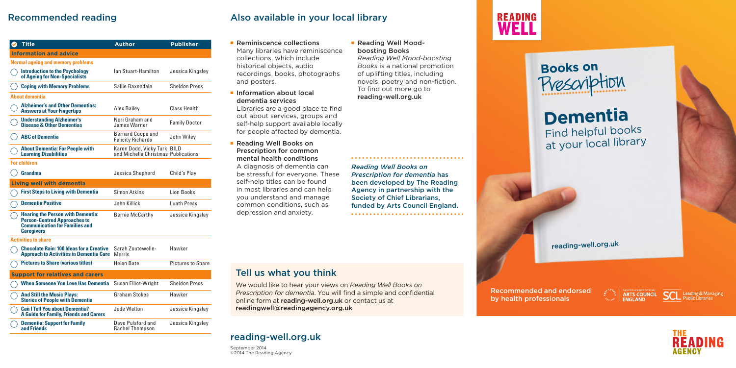## Recommended reading

| Title | Author | Publisher |
|---|---|---|
| **Information and advice** | | |
| **Normal ageing and memory problems** | | |
| **Introduction to the Psychology of Ageing for Non-Specialists** | Ian Stuart-Hamilton | Jessica Kingsley |
| **Coping with Memory Problems** | Sallie Baxendale | Sheldon Press |
| **About dementia** | | |
| **Alzheimer's and Other Dementias: Answers at Your Fingertips** | Alex Bailey | Class Health |
| **Understanding Alzheimer's Disease & Other Dementias** | Nori Graham and James Warner | Family Doctor |
| **ABC of Dementia** | Bernard Coope and Felicity Richards | John Wiley |
| **About Dementia: For People with Learning Disabilities** | Karen Dodd, Vicky Turk and Michelle Christmas | BILD Publications |
| **For children** | | |
| **Grandma** | Jessica Shepherd | Child's Play |
| **Living well with dementia** | | |
| **First Steps to Living with Dementia** | Simon Atkins | Lion Books |
| **Dementia Positive** | John Killick | Luath Press |
| **Hearing the Person with Dementia: Person-Centred Approaches to Communication for Families and Caregivers** | Bernie McCarthy | Jessica Kingsley |
| **Activities to share** | | |
| **Chocolate Rain: 100 Ideas for a Creative Approach to Activities in Dementia Care** | Sarah Zoutewelle-Morris | Hawker |
| **Pictures to Share (various titles)** | Helen Bate | Pictures to Share |
| **Support for relatives and carers** | | |
| **When Someone You Love Has Dementia** | Susan Elliot-Wright | Sheldon Press |
| **And Still the Music Plays: Stories of People with Dementia** | Graham Stokes | Hawker |
| **Can I Tell You about Dementia? A Guide for Family, Friends and Carers** | Jude Welton | Jessica Kingsley |
| **Dementia: Support for Family and Friends** | Dave Pulsford and Rachel Thompson | Jessica Kingsley |

## Also available in your local library

- **Reminiscence collections**
  Many libraries have reminiscence collections, which include historical objects, audio recordings, books, photographs and posters.
- **Information about local dementia services**
  Libraries are a good place to find out about services, groups and self-help support available locally for people affected by dementia.
- **Reading Well Books on Prescription for common mental health conditions**
  A diagnosis of dementia can be stressful for everyone. These self-help titles can be found in most libraries and can help you understand and manage common conditions, such as depression and anxiety.
- **Reading Well Mood-boosting Books**
  *Reading Well Mood-boosting Books* is a national promotion of uplifting titles, including novels, poetry and non-fiction. To find out more go to **reading-well.org.uk**

*Reading Well Books on Prescription for dementia* has been developed by The Reading Agency in partnership with the Society of Chief Librarians, funded by Arts Council England.

## Tell us what you think

We would like to hear your views on *Reading Well Books on Prescription for dementia*. You will find a simple and confidential online form at **reading-well.org.uk** or contact us at **readingwell@readingagency.org.uk**

## reading-well.org.uk

September 2014
©2014 The Reading Agency

# READING WELL

## Books on Prescription

# Dementia

Find helpful books at your local library

reading-well.org.uk

Recommended and endorsed by health professionals

ARTS COUNCIL ENGLAND | SCL Leading & Managing Public Libraries

THE READING AGENCY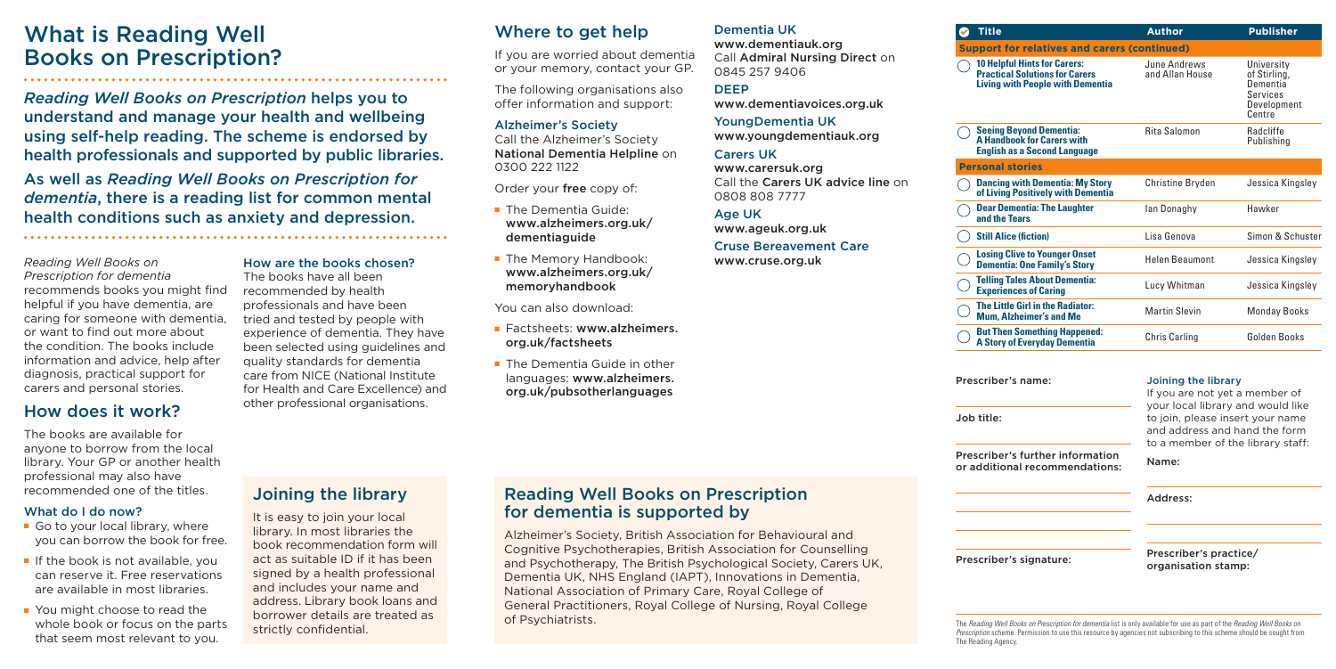# What is Reading Well Books on Prescription?

*Reading Well Books on Prescription* helps you to understand and manage your health and wellbeing using self-help reading. The scheme is endorsed by health professionals and supported by public libraries.

As well as *Reading Well Books on Prescription for dementia*, there is a reading list for common mental health conditions such as anxiety and depression.

*Reading Well Books on Prescription for dementia* recommends books you might find helpful if you have dementia, are caring for someone with dementia, or want to find out more about the condition. The books include information and advice, help after diagnosis, practical support for carers and personal stories.

### How are the books chosen?

The books have all been recommended by health professionals and have been tried and tested by people with experience of dementia. They have been selected using guidelines and quality standards for dementia care from NICE (National Institute for Health and Care Excellence) and other professional organisations.

## How does it work?

The books are available for anyone to borrow from the local library. Your GP or another health professional may also have recommended one of the titles.

### What do I do now?

- Go to your local library, where you can borrow the book for free.
- If the book is not available, you can reserve it. Free reservations are available in most libraries.
- You might choose to read the whole book or focus on the parts that seem most relevant to you.

## Joining the library

It is easy to join your local library. In most libraries the book recommendation form will act as suitable ID if it has been signed by a health professional and includes your name and address. Library book loans and borrower details are treated as strictly confidential.

## Where to get help

If you are worried about dementia or your memory, contact your GP.

The following organisations also offer information and support:

### Alzheimer's Society

Call the Alzheimer's Society **National Dementia Helpline** on 0300 222 1122

Order your **free** copy of:

- The Dementia Guide: www.alzheimers.org.uk/dementiaguide
- The Memory Handbook: www.alzheimers.org.uk/memoryhandbook

You can also download:

- Factsheets: www.alzheimers.org.uk/factsheets
- The Dementia Guide in other languages: www.alzheimers.org.uk/pubsotherlanguages

### Dementia UK

www.dementiauk.org
Call **Admiral Nursing Direct** on 0845 257 9406

### DEEP

www.dementiavoices.org.uk

### YoungDementia UK

www.youngdementiauk.org

### Carers UK

www.carersuk.org
Call the **Carers UK advice line** on 0808 808 7777

### Age UK

www.ageuk.org.uk

### Cruse Bereavement Care

www.cruse.org.uk

## Reading Well Books on Prescription for dementia is supported by

Alzheimer's Society, British Association for Behavioural and Cognitive Psychotherapies, British Association for Counselling and Psychotherapy, The British Psychological Society, Carers UK, Dementia UK, NHS England (IAPT), Innovations in Dementia, National Association of Primary Care, Royal College of General Practitioners, Royal College of Nursing, Royal College of Psychiatrists.

| ✓ | Title | Author | Publisher |
|---|---|---|---|
| | **Support for relatives and carers (continued)** | | |
| ◯ | **10 Helpful Hints for Carers: Practical Solutions for Carers Living with People with Dementia** | June Andrews and Allan House | University of Stirling, Dementia Services Development Centre |
| ◯ | **Seeing Beyond Dementia: A Handbook for Carers with English as a Second Language** | Rita Salomon | Radcliffe Publishing |
| | **Personal stories** | | |
| ◯ | **Dancing with Dementia: My Story of Living Positively with Dementia** | Christine Bryden | Jessica Kingsley |
| ◯ | **Dear Dementia: The Laughter and the Tears** | Ian Donaghy | Hawker |
| ◯ | **Still Alice (fiction)** | Lisa Genova | Simon & Schuster |
| ◯ | **Losing Clive to Younger Onset Dementia: One Family's Story** | Helen Beaumont | Jessica Kingsley |
| ◯ | **Telling Tales About Dementia: Experiences of Caring** | Lucy Whitman | Jessica Kingsley |
| ◯ | **The Little Girl in the Radiator: Mum, Alzheimer's and Me** | Martin Slevin | Monday Books |
| ◯ | **But Then Something Happened: A Story of Everyday Dementia** | Chris Carling | Golden Books |

Prescriber's name:

Job title:

Prescriber's further information or additional recommendations:

Prescriber's signature:

### Joining the library

If you are not yet a member of your local library and would like to join, please insert your name and address and hand the form to a member of the library staff:

Name:

Address:

Prescriber's practice/organisation stamp:

The *Reading Well Books on Prescription for dementia* list is only available for use as part of the *Reading Well Books on Prescription* scheme. Permission to use this resource by agencies not subscribing to this scheme should be sought from The Reading Agency.